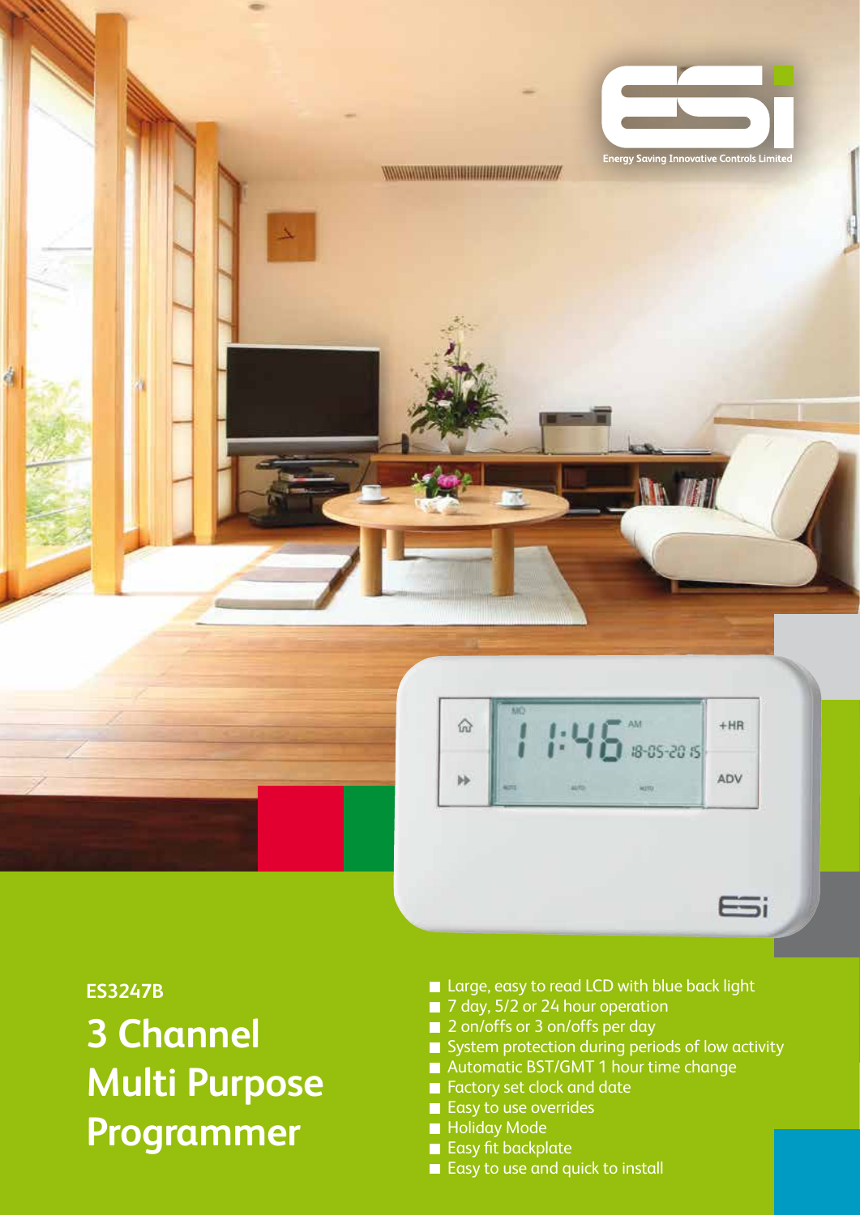Energy Saving Innovative Controls Limited

**ES3247B**

# 3 Channel Multi Purpose Programmer

- Large, easy to read LCD with blue back light
- 7 day, 5/2 or 24 hour operation
- 2 on/offs or 3 on/offs per day
- System protection during periods of low activity
- Automatic BST/GMT 1 hour time change
- Factory set clock and date
- Easy to use overrides
- Holiday Mode
- Easy fit backplate
- Easy to use and quick to install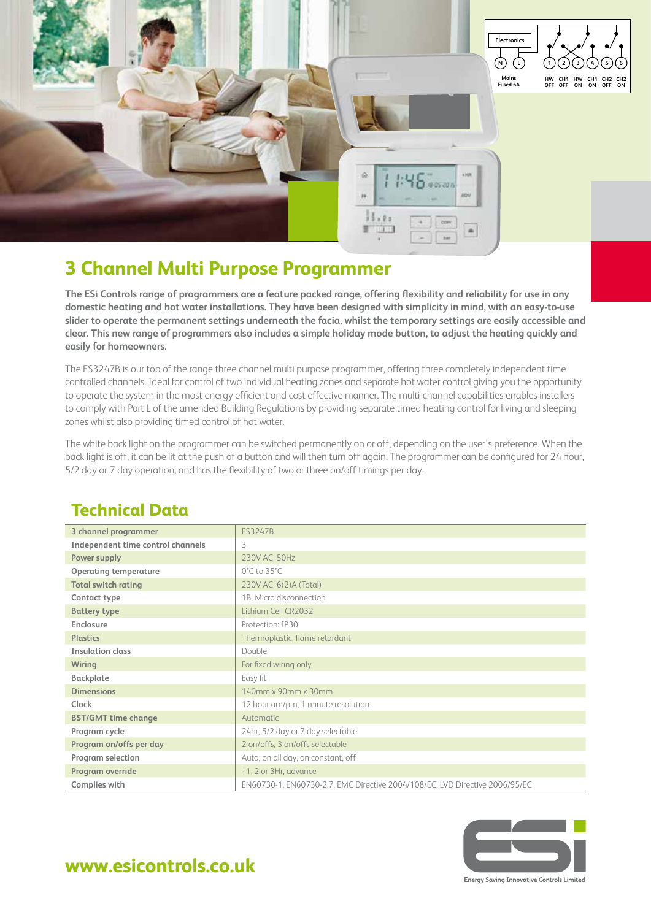## 3 Channel Multi Purpose Programmer

**The ESi Controls range of programmers are a feature packed range, offering flexibility and reliability for use in any domestic heating and hot water installations. They have been designed with simplicity in mind, with an easy-to-use slider to operate the permanent settings underneath the facia, whilst the temporary settings are easily accessible and clear. This new range of programmers also includes a simple holiday mode button, to adjust the heating quickly and easily for homeowners.**

The ES3247B is our top of the range three channel multi purpose programmer, offering three completely independent time controlled channels. Ideal for control of two individual heating zones and separate hot water control giving you the opportunity to operate the system in the most energy efficient and cost effective manner. The multi-channel capabilities enables installers to comply with Part L of the amended Building Regulations by providing separate timed heating control for living and sleeping zones whilst also providing timed control of hot water.

The white back light on the programmer can be switched permanently on or off, depending on the user's preference. When the back light is off, it can be lit at the push of a button and will then turn off again. The programmer can be configured for 24 hour, 5/2 day or 7 day operation, and has the flexibility of two or three on/off timings per day.

## Technical Data

| | |
|---|---|
| **3 channel programmer** | ES3247B |
| **Independent time control channels** | 3 |
| **Power supply** | 230V AC, 50Hz |
| **Operating temperature** | 0°C to 35°C |
| **Total switch rating** | 230V AC, 6(2)A (Total) |
| **Contact type** | 1B, Micro disconnection |
| **Battery type** | Lithium Cell CR2032 |
| **Enclosure** | Protection: IP30 |
| **Plastics** | Thermoplastic, flame retardant |
| **Insulation class** | Double |
| **Wiring** | For fixed wiring only |
| **Backplate** | Easy fit |
| **Dimensions** | 140mm x 90mm x 30mm |
| **Clock** | 12 hour am/pm, 1 minute resolution |
| **BST/GMT time change** | Automatic |
| **Program cycle** | 24hr, 5/2 day or 7 day selectable |
| **Program on/offs per day** | 2 on/offs, 3 on/offs selectable |
| **Program selection** | Auto, on all day, on constant, off |
| **Program override** | +1, 2 or 3Hr, advance |
| **Complies with** | EN60730-1, EN60730-2.7, EMC Directive 2004/108/EC, LVD Directive 2006/95/EC |

Electronics

N L

Mains Fused 6A

1 2 3 4 5 6

HW OFF CH1 OFF HW ON CH1 ON CH2 OFF CH2 ON

**www.esicontrols.co.uk**

Energy Saving Innovative Controls Limited